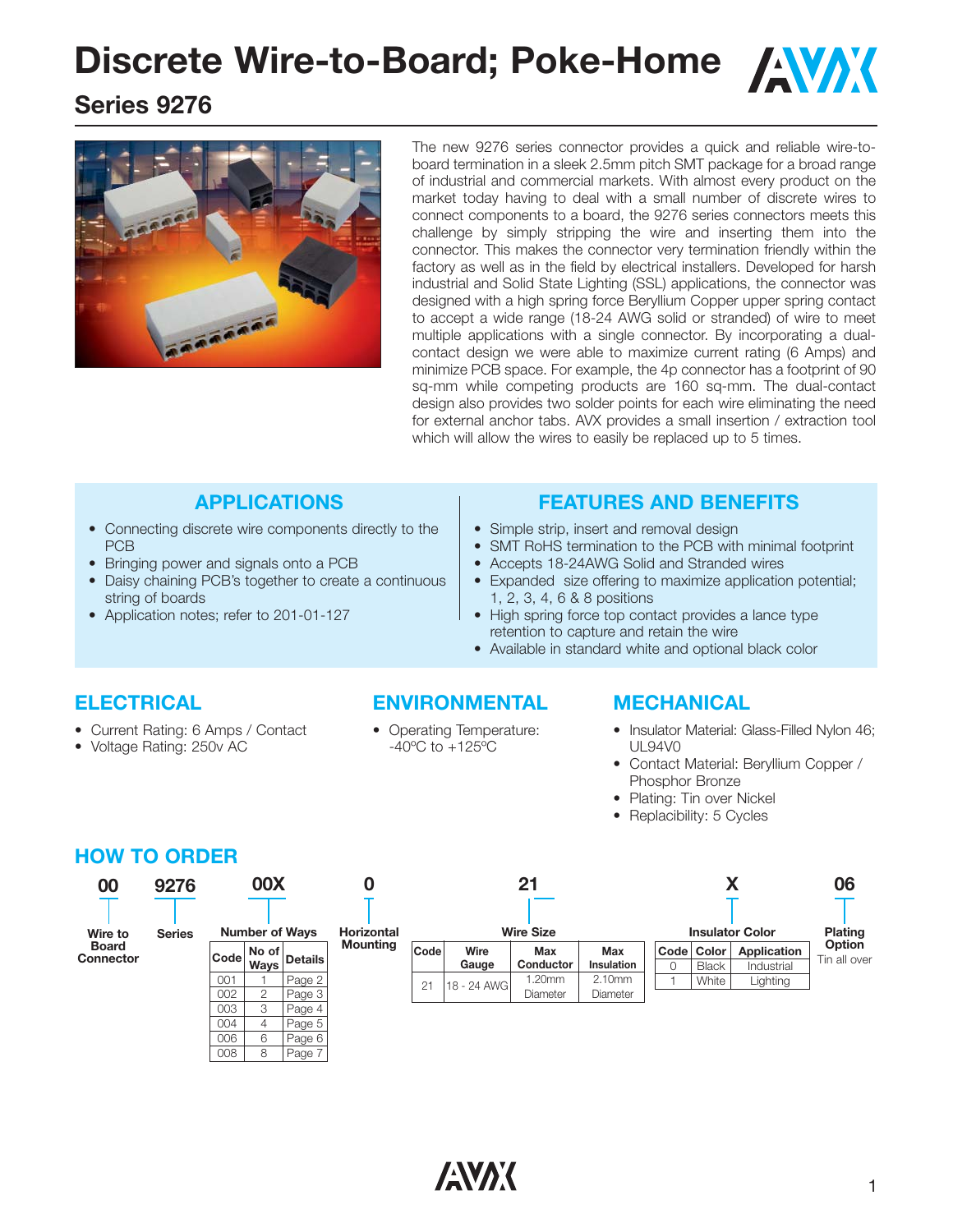# Discrete Wire-to-Board; Poke-Home

## Series 9276

The new 9276 series connector provides a quick and reliable wire-to-board termination in a sleek 2.5mm pitch SMT package for a broad range of industrial and commercial markets. With almost every product on the market today having to deal with a small number of discrete wires to connect components to a board, the 9276 series connectors meets this challenge by simply stripping the wire and inserting them into the connector. This makes the connector very termination friendly within the factory as well as in the field by electrical installers. Developed for harsh industrial and Solid State Lighting (SSL) applications, the connector was designed with a high spring force Beryllium Copper upper spring contact to accept a wide range (18-24 AWG solid or stranded) of wire to meet multiple applications with a single connector. By incorporating a dual-contact design we were able to maximize current rating (6 Amps) and minimize PCB space. For example, the 4p connector has a footprint of 90 sq-mm while competing products are 160 sq-mm. The dual-contact design also provides two solder points for each wire eliminating the need for external anchor tabs. AVX provides a small insertion / extraction tool which will allow the wires to easily be replaced up to 5 times.

## APPLICATIONS

- Connecting discrete wire components directly to the PCB
- Bringing power and signals onto a PCB
- Daisy chaining PCB's together to create a continuous string of boards
- Application notes; refer to 201-01-127

## FEATURES AND BENEFITS

- Simple strip, insert and removal design
- SMT RoHS termination to the PCB with minimal footprint
- Accepts 18-24AWG Solid and Stranded wires
- Expanded size offering to maximize application potential; 1, 2, 3, 4, 6 & 8 positions
- High spring force top contact provides a lance type retention to capture and retain the wire
- Available in standard white and optional black color

## ELECTRICAL

- Current Rating: 6 Amps / Contact
- Voltage Rating: 250v AC

## ENVIRONMENTAL

- Operating Temperature: -40ºC to +125ºC

## MECHANICAL

- Insulator Material: Glass-Filled Nylon 46; UL94V0
- Contact Material: Beryllium Copper / Phosphor Bronze
- Plating: Tin over Nickel
- Replacibility: 5 Cycles

## HOW TO ORDER

| 00 | 9276 | 00X | 0 | 21 | X | 06 |
|---|---|---|---|---|---|---|
| Wire to Board Connector | Series | Number of Ways | Horizontal Mounting | Wire Size | Insulator Color | Plating Option: Tin all over |

**Number of Ways**

| Code | No of Ways | Details |
|---|---|---|
| 001 | 1 | Page 2 |
| 002 | 2 | Page 3 |
| 003 | 3 | Page 4 |
| 004 | 4 | Page 5 |
| 006 | 6 | Page 6 |
| 008 | 8 | Page 7 |

**Wire Size**

| Code | Wire Gauge | Max Conductor | Max Insulation |
|---|---|---|---|
| 21 | 18 - 24 AWG | 1.20mm Diameter | 2.10mm Diameter |

**Insulator Color**

| Code | Color | Application |
|---|---|---|
| 0 | Black | Industrial |
| 1 | White | Lighting |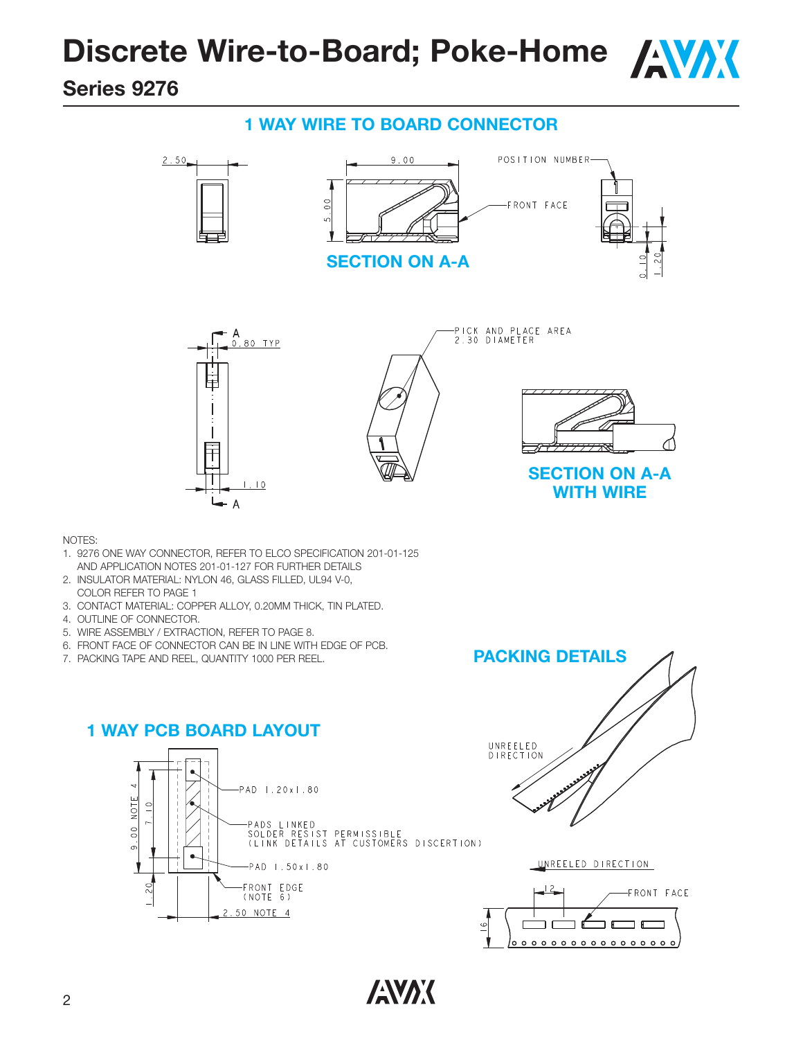# Discrete Wire-to-Board; Poke-Home

## Series 9276

### 1 WAY WIRE TO BOARD CONNECTOR

2.50

9.00

5.00

POSITION NUMBER

FRONT FACE

0.10

1.20

SECTION ON A-A

A

0.80 TYP

1.10

A

PICK AND PLACE AREA
2.30 DIAMETER

SECTION ON A-A
WITH WIRE

NOTES:

1. 9276 ONE WAY CONNECTOR, REFER TO ELCO SPECIFICATION 201-01-125 AND APPLICATION NOTES 201-01-127 FOR FURTHER DETAILS
2. INSULATOR MATERIAL: NYLON 46, GLASS FILLED, UL94 V-0, COLOR REFER TO PAGE 1
3. CONTACT MATERIAL: COPPER ALLOY, 0.20MM THICK, TIN PLATED.
4. OUTLINE OF CONNECTOR.
5. WIRE ASSEMBLY / EXTRACTION, REFER TO PAGE 8.
6. FRONT FACE OF CONNECTOR CAN BE IN LINE WITH EDGE OF PCB.
7. PACKING TAPE AND REEL, QUANTITY 1000 PER REEL.

### PACKING DETAILS

UNREELED DIRECTION

UNREELED DIRECTION

12

FRONT FACE

16

### 1 WAY PCB BOARD LAYOUT

9.00 NOTE 4

7.10

1.20

PAD 1.20x1.80

PADS LINKED
SOLDER RESIST PERMISSIBLE
(LINK DETAILS AT CUSTOMERS DISCERTION)

PAD 1.50x1.80

FRONT EDGE
(NOTE 6)

2.50 NOTE 4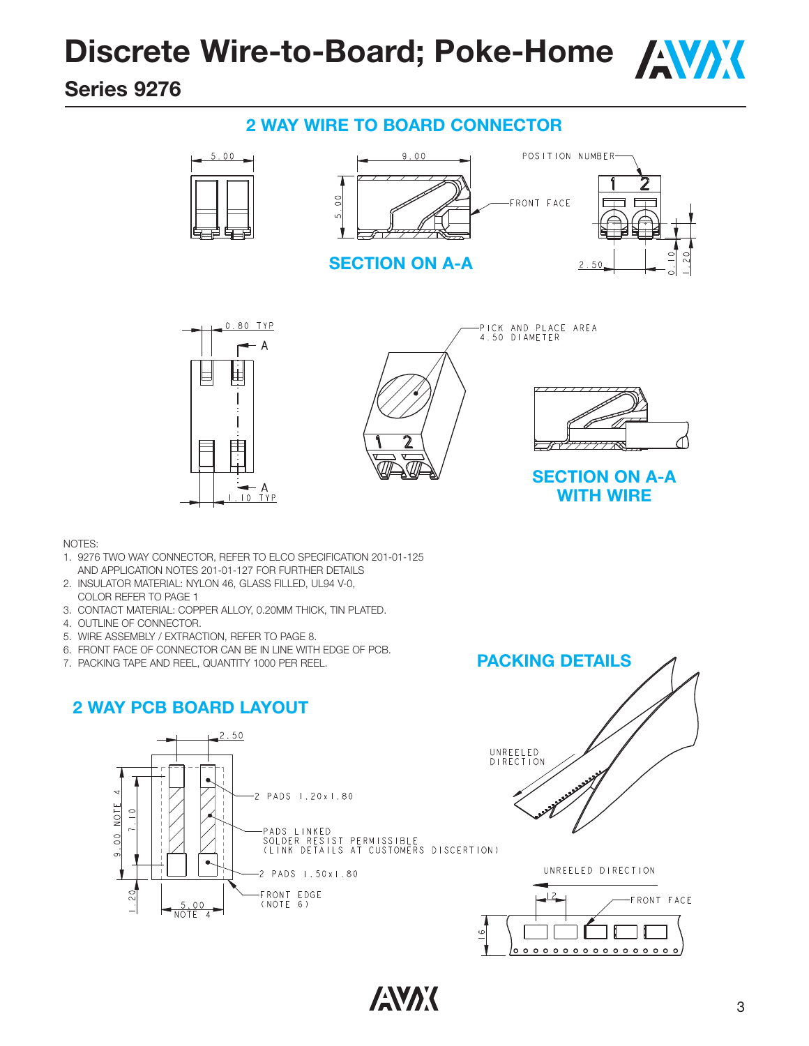# Discrete Wire-to-Board; Poke-Home

## Series 9276

### 2 WAY WIRE TO BOARD CONNECTOR

5.00

9.00

5.00

POSITION NUMBER

FRONT FACE

1 2

2.50

0.10

1.20

SECTION ON A-A

0.80 TYP

A

A

1.10 TYP

PICK AND PLACE AREA
4.50 DIAMETER

1 2

SECTION ON A-A
WITH WIRE

NOTES:

1. 9276 TWO WAY CONNECTOR, REFER TO ELCO SPECIFICATION 201-01-125 AND APPLICATION NOTES 201-01-127 FOR FURTHER DETAILS
2. INSULATOR MATERIAL: NYLON 46, GLASS FILLED, UL94 V-0, COLOR REFER TO PAGE 1
3. CONTACT MATERIAL: COPPER ALLOY, 0.20MM THICK, TIN PLATED.
4. OUTLINE OF CONNECTOR.
5. WIRE ASSEMBLY / EXTRACTION, REFER TO PAGE 8.
6. FRONT FACE OF CONNECTOR CAN BE IN LINE WITH EDGE OF PCB.
7. PACKING TAPE AND REEL, QUANTITY 1000 PER REEL.

### 2 WAY PCB BOARD LAYOUT

2.50

9.00 NOTE 4

7.10

1.20

5.00
NOTE 4

2 PADS 1.20x1.80

PADS LINKED
SOLDER RESIST PERMISSIBLE
(LINK DETAILS AT CUSTOMERS DISCERTION)

2 PADS 1.50x1.80

FRONT EDGE
(NOTE 6)

### PACKING DETAILS

UNREELED
DIRECTION

UNREELED DIRECTION

12

FRONT FACE

16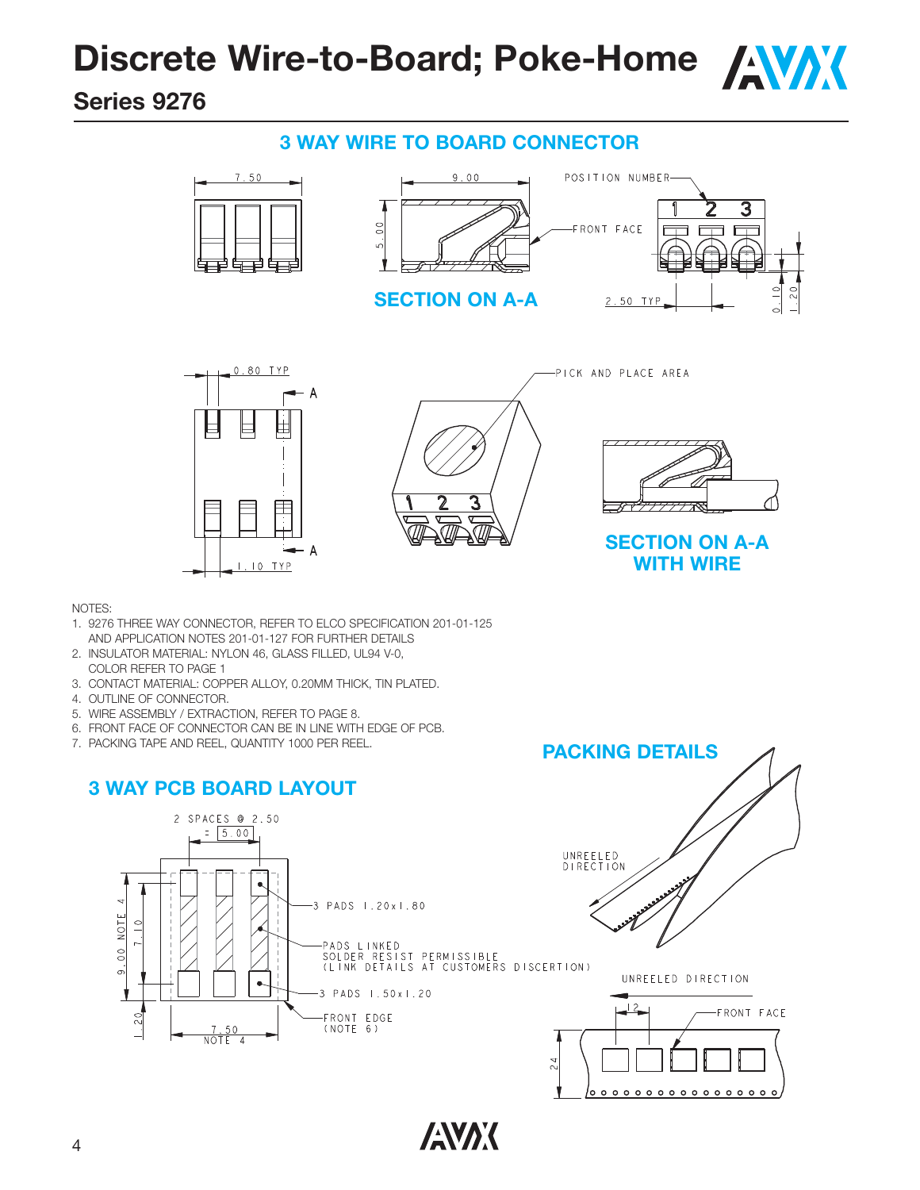# Discrete Wire-to-Board; Poke-Home

## Series 9276

### 3 WAY WIRE TO BOARD CONNECTOR

7.50

9.00

5.00

POSITION NUMBER

1 2 3

FRONT FACE

SECTION ON A-A

2.50 TYP

0.10

1.20

0.80 TYP

A

A

1.10 TYP

PICK AND PLACE AREA

1 2 3

SECTION ON A-A WITH WIRE

NOTES:

1. 9276 THREE WAY CONNECTOR, REFER TO ELCO SPECIFICATION 201-01-125 AND APPLICATION NOTES 201-01-127 FOR FURTHER DETAILS
2. INSULATOR MATERIAL: NYLON 46, GLASS FILLED, UL94 V-0, COLOR REFER TO PAGE 1
3. CONTACT MATERIAL: COPPER ALLOY, 0.20MM THICK, TIN PLATED.
4. OUTLINE OF CONNECTOR.
5. WIRE ASSEMBLY / EXTRACTION, REFER TO PAGE 8.
6. FRONT FACE OF CONNECTOR CAN BE IN LINE WITH EDGE OF PCB.
7. PACKING TAPE AND REEL, QUANTITY 1000 PER REEL.

### 3 WAY PCB BOARD LAYOUT

2 SPACES @ 2.50 = 5.00

3 PADS 1.20x1.80

PADS LINKED
SOLDER RESIST PERMISSIBLE
(LINK DETAILS AT CUSTOMERS DISCERTION)

3 PADS 1.50x1.20

FRONT EDGE (NOTE 6)

9.00 NOTE 4

7.10

1.20

7.50 NOTE 4

### PACKING DETAILS

UNREELED DIRECTION

UNREELED DIRECTION

12

FRONT FACE

24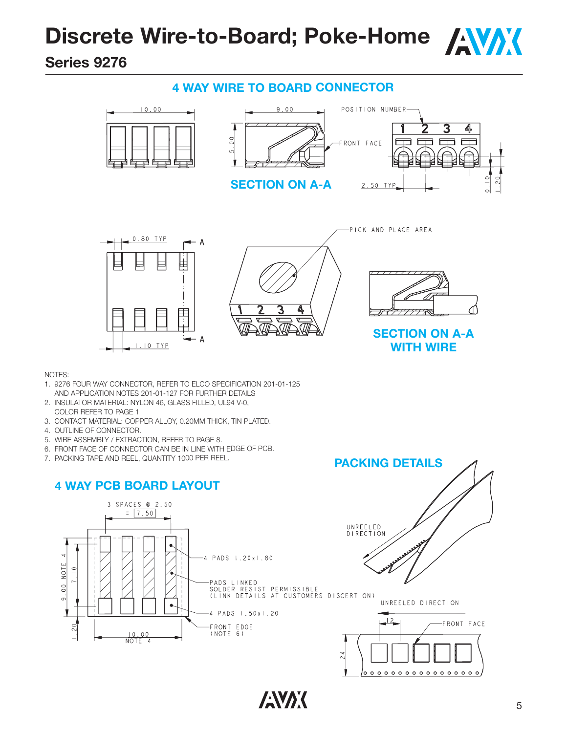# Discrete Wire-to-Board; Poke-Home

## Series 9276

### 4 WAY WIRE TO BOARD CONNECTOR

10.00

9.00

5.00

POSITION NUMBER

1 2 3 4

FRONT FACE

SECTION ON A-A

2.50 TYP

0.10

1.20

0.80 TYP

A

A

1.10 TYP

PICK AND PLACE AREA

1 2 3 4

SECTION ON A-A WITH WIRE

NOTES:

1. 9276 FOUR WAY CONNECTOR, REFER TO ELCO SPECIFICATION 201-01-125 AND APPLICATION NOTES 201-01-127 FOR FURTHER DETAILS
2. INSULATOR MATERIAL: NYLON 46, GLASS FILLED, UL94 V-0, COLOR REFER TO PAGE 1
3. CONTACT MATERIAL: COPPER ALLOY, 0.20MM THICK, TIN PLATED.
4. OUTLINE OF CONNECTOR.
5. WIRE ASSEMBLY / EXTRACTION, REFER TO PAGE 8.
6. FRONT FACE OF CONNECTOR CAN BE IN LINE WITH EDGE OF PCB.
7. PACKING TAPE AND REEL, QUANTITY 1000 PER REEL.

### 4 WAY PCB BOARD LAYOUT

3 SPACES @ 2.50 = 7.50

4 PADS 1.20x1.80

PADS LINKED
SOLDER RESIST PERMISSIBLE
(LINK DETAILS AT CUSTOMERS DISCERTION)

4 PADS 1.50x1.20

FRONT EDGE (NOTE 6)

9.00 NOTE 4

7.10

1.20

10.00 NOTE 4

### PACKING DETAILS

UNREELED DIRECTION

UNREELED DIRECTION

12

FRONT FACE

24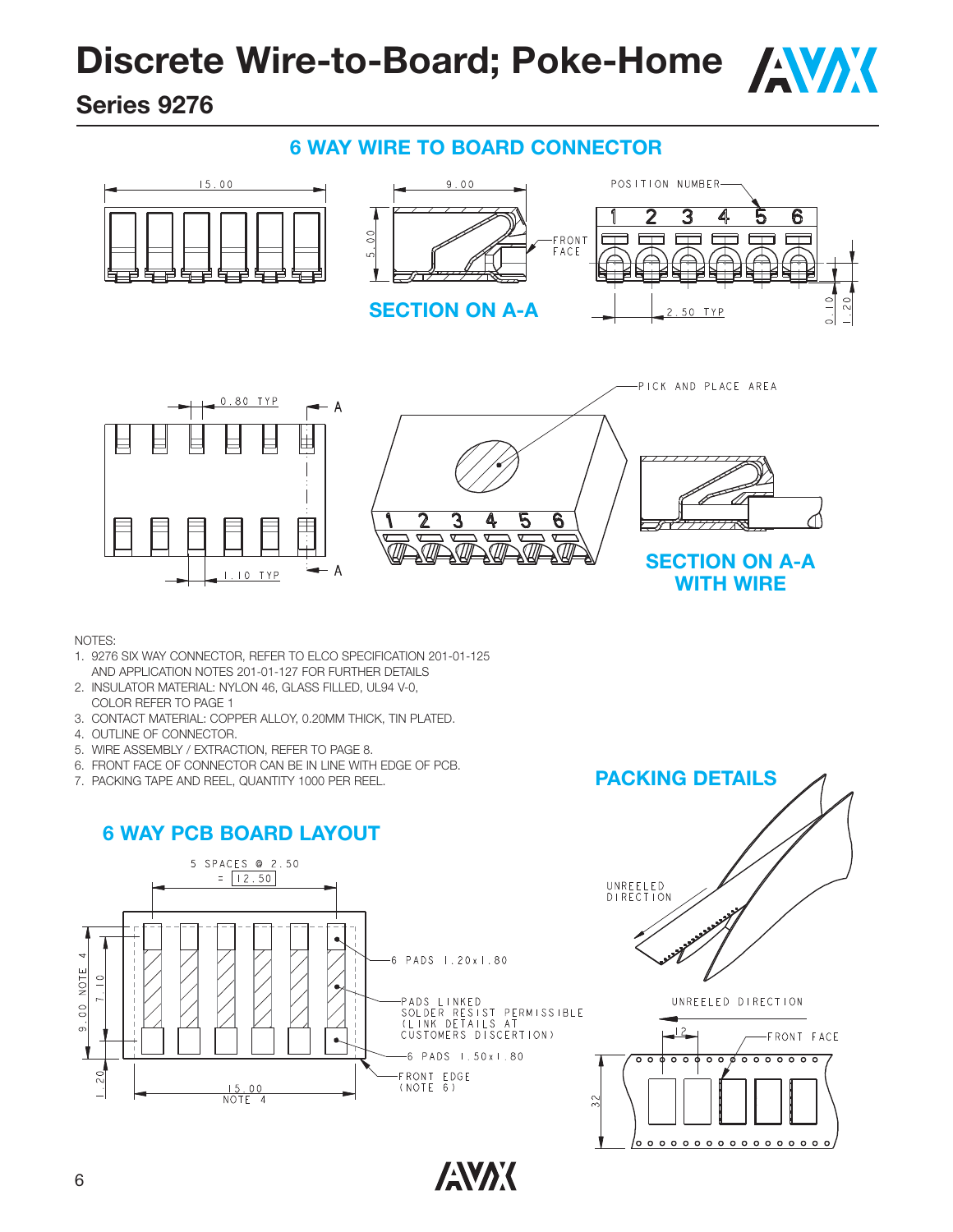# Discrete Wire-to-Board; Poke-Home

## Series 9276

### 6 WAY WIRE TO BOARD CONNECTOR

15.00

9.00

5.00

FRONT FACE

POSITION NUMBER

1 2 3 4 5 6

2.50 TYP

0.10

1.20

SECTION ON A-A

0.80 TYP

A

A

1.10 TYP

PICK AND PLACE AREA

1 2 3 4 5 6

SECTION ON A-A WITH WIRE

NOTES:

1. 9276 SIX WAY CONNECTOR, REFER TO ELCO SPECIFICATION 201-01-125 AND APPLICATION NOTES 201-01-127 FOR FURTHER DETAILS
2. INSULATOR MATERIAL: NYLON 46, GLASS FILLED, UL94 V-0, COLOR REFER TO PAGE 1
3. CONTACT MATERIAL: COPPER ALLOY, 0.20MM THICK, TIN PLATED.
4. OUTLINE OF CONNECTOR.
5. WIRE ASSEMBLY / EXTRACTION, REFER TO PAGE 8.
6. FRONT FACE OF CONNECTOR CAN BE IN LINE WITH EDGE OF PCB.
7. PACKING TAPE AND REEL, QUANTITY 1000 PER REEL.

### 6 WAY PCB BOARD LAYOUT

5 SPACES @ 2.50 = 12.50

6 PADS 1.20x1.80

PADS LINKED SOLDER RESIST PERMISSIBLE (LINK DETAILS AT CUSTOMERS DISCRETION)

6 PADS 1.50x1.80

FRONT EDGE (NOTE 6)

9.00 NOTE 4

7.10

1.20

15.00 NOTE 4

### PACKING DETAILS

UNREELED DIRECTION

UNREELED DIRECTION

12

FRONT FACE

32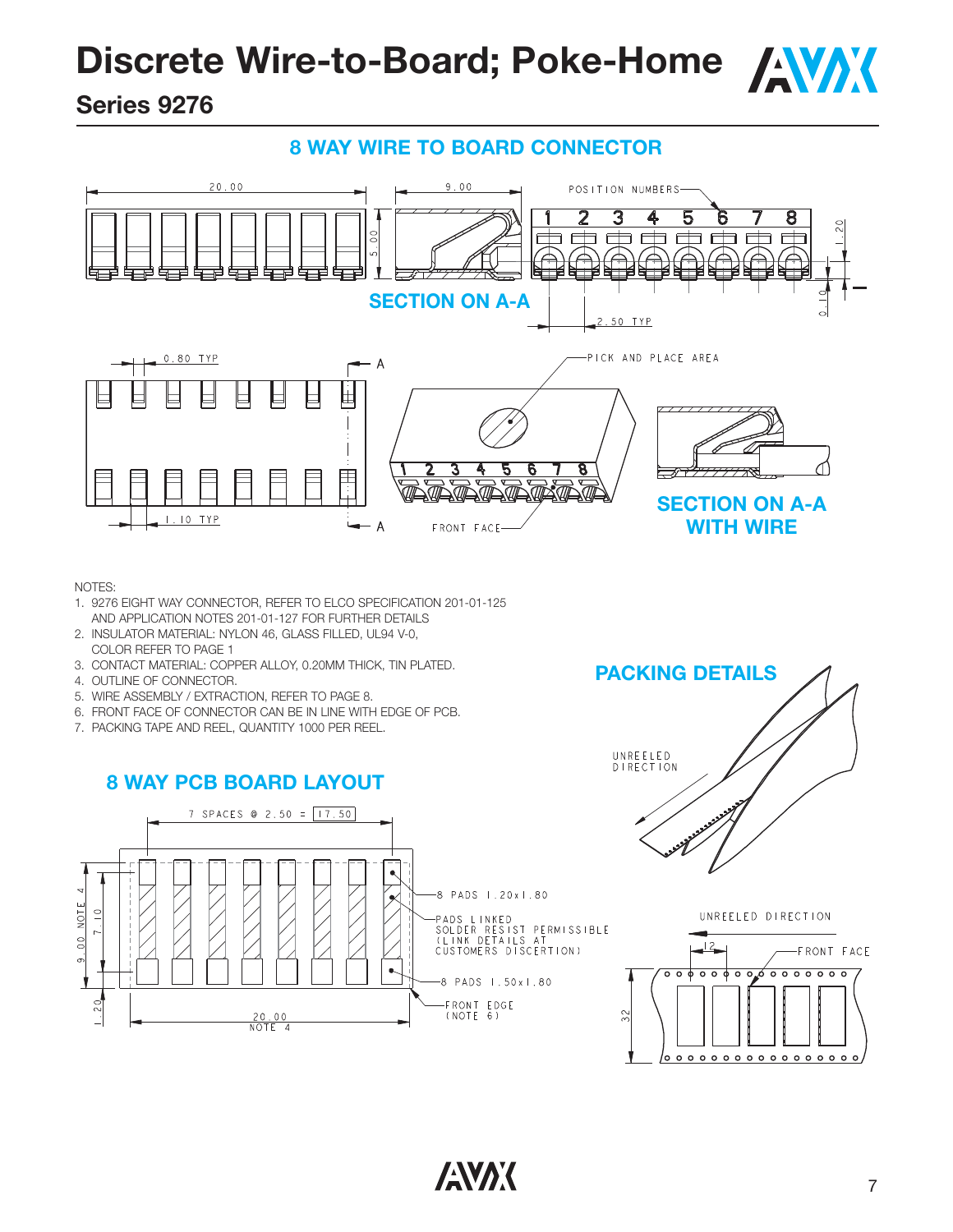# Discrete Wire-to-Board; Poke-Home

## Series 9276

### 8 WAY WIRE TO BOARD CONNECTOR

20.00

9.00

POSITION NUMBERS

1 2 3 4 5 6 7 8

5.00

1.20

0.10

SECTION ON A-A

2.50 TYP

0.80 TYP

A

PICK AND PLACE AREA

1.10 TYP

A

FRONT FACE

SECTION ON A-A WITH WIRE

NOTES:

1. 9276 EIGHT WAY CONNECTOR, REFER TO ELCO SPECIFICATION 201-01-125 AND APPLICATION NOTES 201-01-127 FOR FURTHER DETAILS
2. INSULATOR MATERIAL: NYLON 46, GLASS FILLED, UL94 V-0, COLOR REFER TO PAGE 1
3. CONTACT MATERIAL: COPPER ALLOY, 0.20MM THICK, TIN PLATED.
4. OUTLINE OF CONNECTOR.
5. WIRE ASSEMBLY / EXTRACTION, REFER TO PAGE 8.
6. FRONT FACE OF CONNECTOR CAN BE IN LINE WITH EDGE OF PCB.
7. PACKING TAPE AND REEL, QUANTITY 1000 PER REEL.

### PACKING DETAILS

UNREELED DIRECTION

UNREELED DIRECTION

12

FRONT FACE

32

### 8 WAY PCB BOARD LAYOUT

7 SPACES @ 2.50 = 17.50

8 PADS 1.20x1.80

PADS LINKED SOLDER RESIST PERMISSIBLE (LINK DETAILS AT CUSTOMERS DISCRETION)

8 PADS 1.50x1.80

FRONT EDGE (NOTE 6)

9.00 NOTE 4

7.10

1.20

20.00 NOTE 4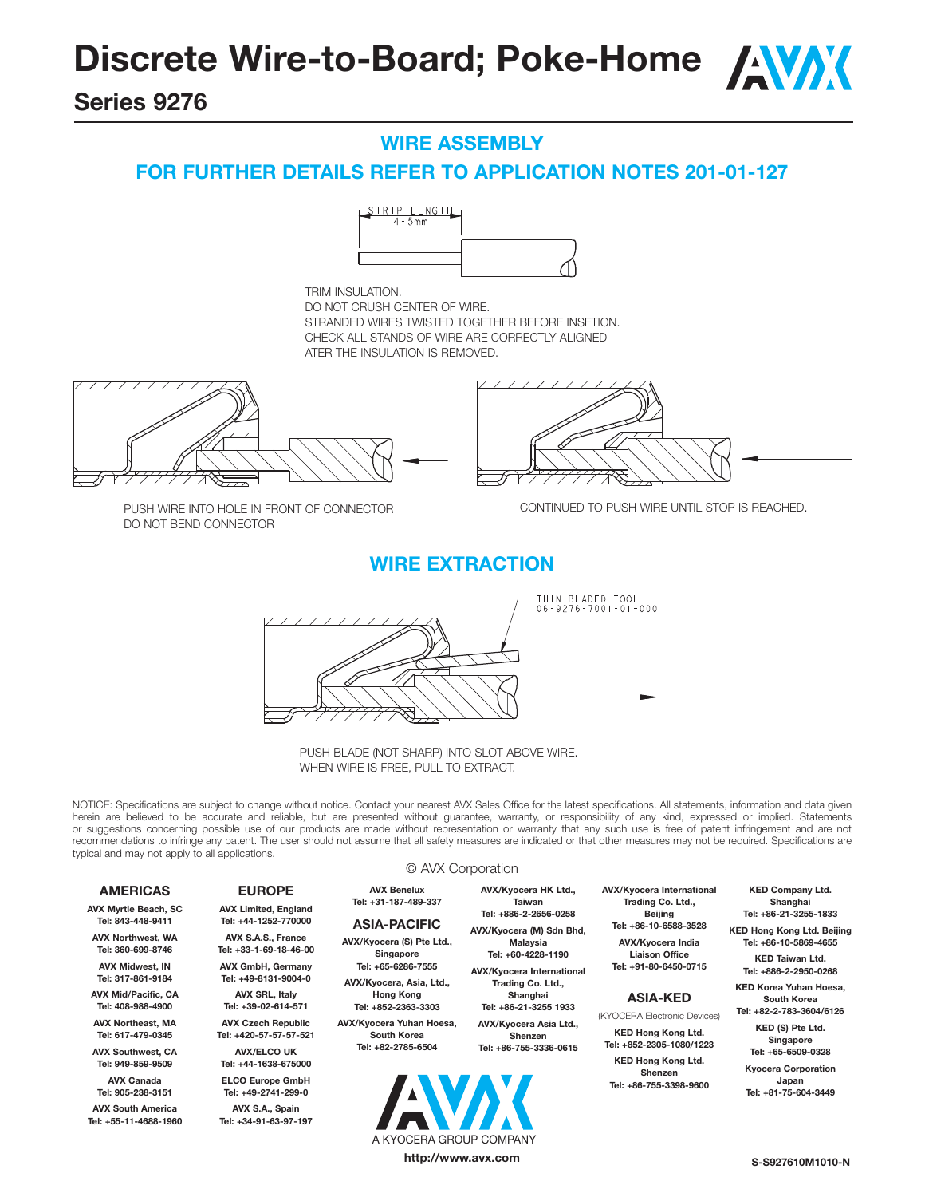# Discrete Wire-to-Board; Poke-Home

## Series 9276

## WIRE ASSEMBLY

## FOR FURTHER DETAILS REFER TO APPLICATION NOTES 201-01-127

STRIP LENGTH
4 - 5mm

TRIM INSULATION.
DO NOT CRUSH CENTER OF WIRE.
STRANDED WIRES TWISTED TOGETHER BEFORE INSETION.
CHECK ALL STANDS OF WIRE ARE CORRECTLY ALIGNED
ATER THE INSULATION IS REMOVED.

PUSH WIRE INTO HOLE IN FRONT OF CONNECTOR
DO NOT BEND CONNECTOR

CONTINUED TO PUSH WIRE UNTIL STOP IS REACHED.

## WIRE EXTRACTION

THIN BLADED TOOL
06-9276-7001-01-000

PUSH BLADE (NOT SHARP) INTO SLOT ABOVE WIRE.
WHEN WIRE IS FREE, PULL TO EXTRACT.

NOTICE: Specifications are subject to change without notice. Contact your nearest AVX Sales Office for the latest specifications. All statements, information and data given herein are believed to be accurate and reliable, but are presented without guarantee, warranty, or responsibility of any kind, expressed or implied. Statements or suggestions concerning possible use of our products are made without representation or warranty that any such use is free of patent infringement and are not recommendations to infringe any patent. The user should not assume that all safety measures are indicated or that other measures may not be required. Specifications are typical and may not apply to all applications.

© AVX Corporation

**AMERICAS**

**AVX Myrtle Beach, SC**
Tel: 843-448-9411

**AVX Northwest, WA**
Tel: 360-699-8746

**AVX Midwest, IN**
Tel: 317-861-9184

**AVX Mid/Pacific, CA**
Tel: 408-988-4900

**AVX Northeast, MA**
Tel: 617-479-0345

**AVX Southwest, CA**
Tel: 949-859-9509

**AVX Canada**
Tel: 905-238-3151

**AVX South America**
Tel: +55-11-4688-1960

**EUROPE**

**AVX Limited, England**
Tel: +44-1252-770000

**AVX S.A.S., France**
Tel: +33-1-69-18-46-00

**AVX GmbH, Germany**
Tel: +49-8131-9004-0

**AVX SRL, Italy**
Tel: +39-02-614-571

**AVX Czech Republic**
Tel: +420-57-57-57-521

**AVX/ELCO UK**
Tel: +44-1638-675000

**ELCO Europe GmbH**
Tel: +49-2741-299-0

**AVX S.A., Spain**
Tel: +34-91-63-97-197

**AVX Benelux**
Tel: +31-187-489-337

**ASIA-PACIFIC**

**AVX/Kyocera (S) Pte Ltd., Singapore**
Tel: +65-6286-7555

**AVX/Kyocera, Asia, Ltd., Hong Kong**
Tel: +852-2363-3303

**AVX/Kyocera Yuhan Hoesa, South Korea**
Tel: +82-2785-6504

**AVX/Kyocera HK Ltd., Taiwan**
Tel: +886-2-2656-0258

**AVX/Kyocera (M) Sdn Bhd, Malaysia**
Tel: +60-4228-1190

**AVX/Kyocera International Trading Co. Ltd., Shanghai**
Tel: +86-21-3255 1933

**AVX/Kyocera Asia Ltd., Shenzen**
Tel: +86-755-3336-0615

**AVX/Kyocera International Trading Co. Ltd., Beijing**
Tel: +86-10-6588-3528

**AVX/Kyocera India Liaison Office**
Tel: +91-80-6450-0715

**ASIA-KED**

(KYOCERA Electronic Devices)

**KED Hong Kong Ltd.**
Tel: +852-2305-1080/1223

**KED Hong Kong Ltd. Shenzen**
Tel: +86-755-3398-9600

**KED Company Ltd. Shanghai**
Tel: +86-21-3255-1833

**KED Hong Kong Ltd. Beijing**
Tel: +86-10-5869-4655

**KED Taiwan Ltd.**
Tel: +886-2-2950-0268

**KED Korea Yuhan Hoesa, South Korea**
Tel: +82-2-783-3604/6126

**KED (S) Pte Ltd. Singapore**
Tel: +65-6509-0328

**Kyocera Corporation Japan**
Tel: +81-75-604-3449

A KYOCERA GROUP COMPANY

**http://www.avx.com**

**S-S927610M1010-N**